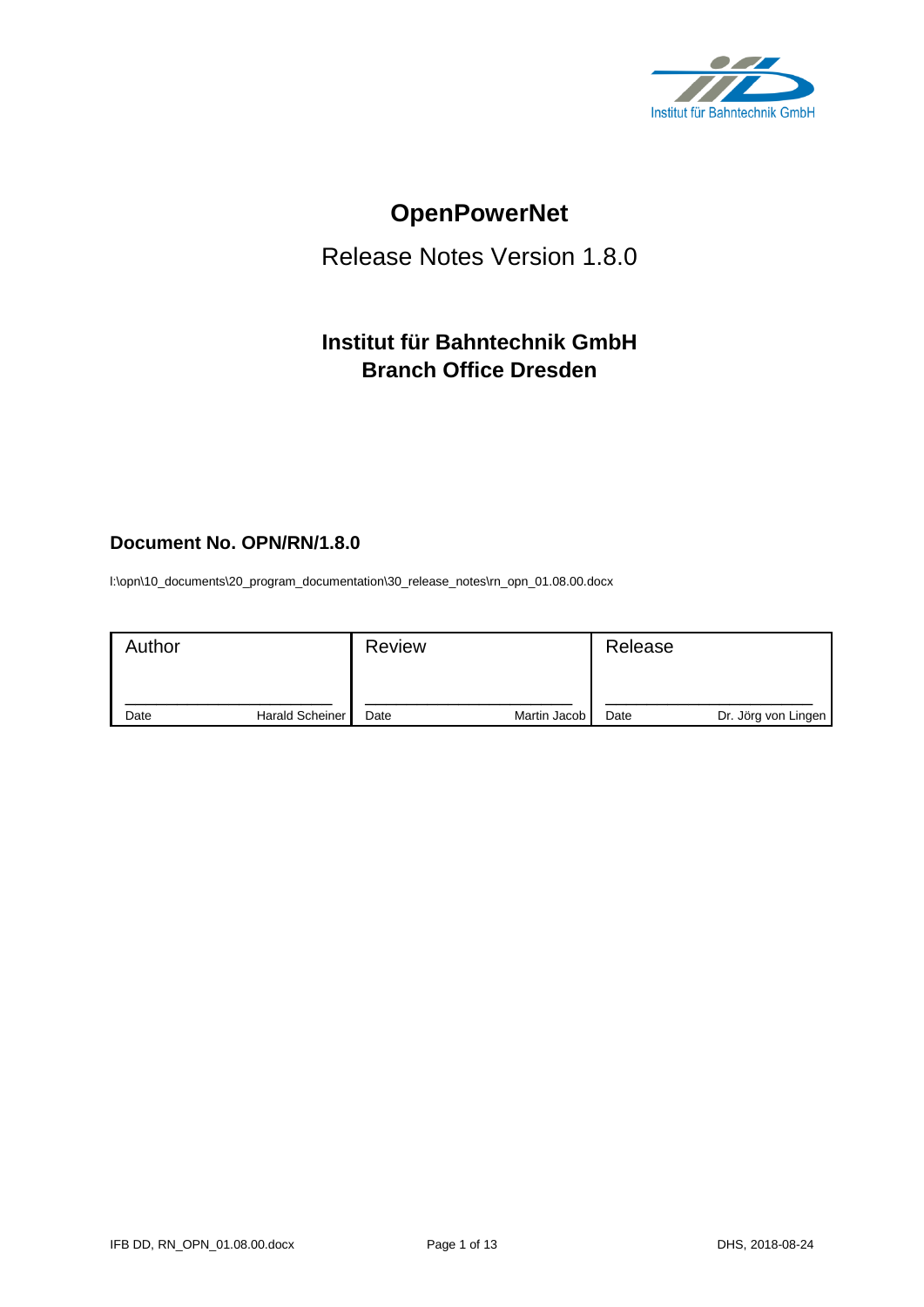Institut für Bahntechnik GmbH

# OpenPowerNet

## Release Notes Version 1.8.0

### Institut für Bahntechnik GmbH
### Branch Office Dresden

**Document No. OPN/RN/1.8.0**

I:\opn\10_documents\20_program_documentation\30_release_notes\rn_opn_01.08.00.docx

| Author | Review | Release |
|---|---|---|
| ______________________ | ______________________ | ______________________ |
| Date Harald Scheiner | Date Martin Jacob | Date Dr. Jörg von Lingen |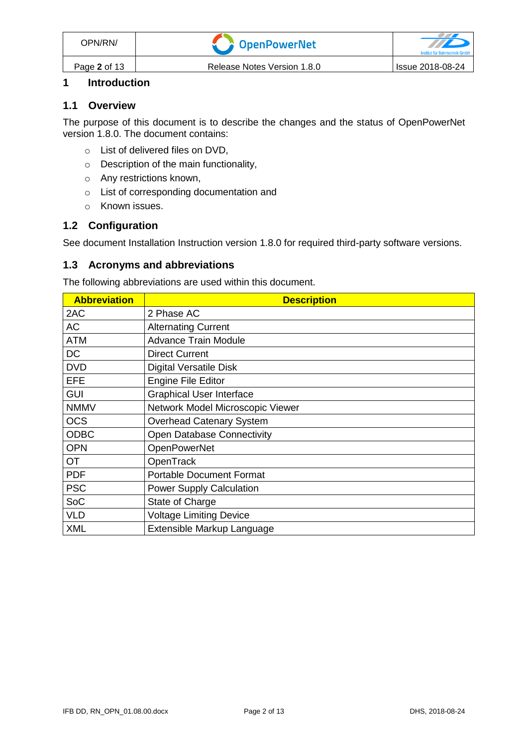# 1 Introduction

## 1.1 Overview

The purpose of this document is to describe the changes and the status of OpenPowerNet version 1.8.0. The document contains:

- List of delivered files on DVD,
- Description of the main functionality,
- Any restrictions known,
- List of corresponding documentation and
- Known issues.

## 1.2 Configuration

See document Installation Instruction version 1.8.0 for required third-party software versions.

## 1.3 Acronyms and abbreviations

The following abbreviations are used within this document.

| Abbreviation | Description |
|---|---|
| 2AC | 2 Phase AC |
| AC | Alternating Current |
| ATM | Advance Train Module |
| DC | Direct Current |
| DVD | Digital Versatile Disk |
| EFE | Engine File Editor |
| GUI | Graphical User Interface |
| NMMV | Network Model Microscopic Viewer |
| OCS | Overhead Catenary System |
| ODBC | Open Database Connectivity |
| OPN | OpenPowerNet |
| OT | OpenTrack |
| PDF | Portable Document Format |
| PSC | Power Supply Calculation |
| SoC | State of Charge |
| VLD | Voltage Limiting Device |
| XML | Extensible Markup Language |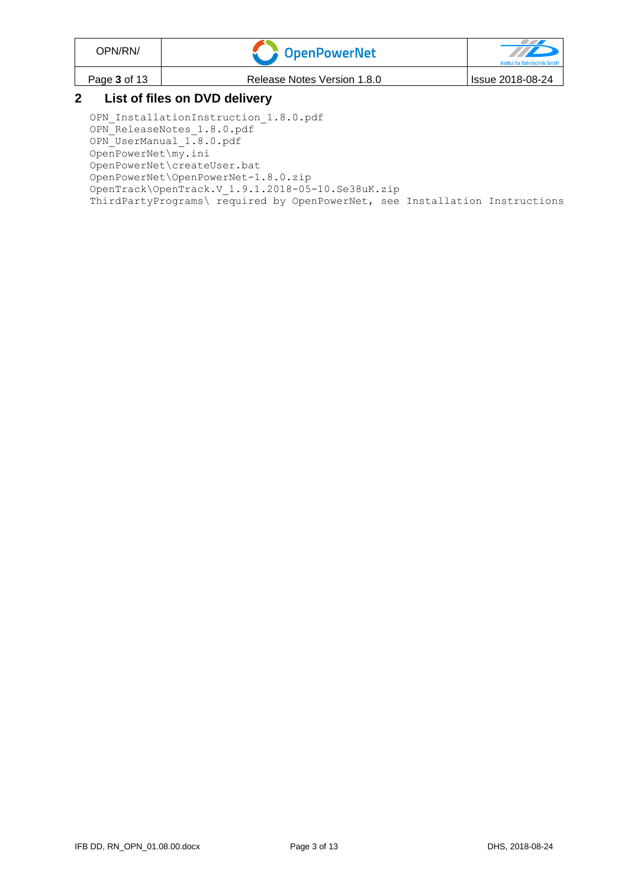## 2 List of files on DVD delivery

```
OPN_InstallationInstruction_1.8.0.pdf
OPN_ReleaseNotes_1.8.0.pdf
OPN_UserManual_1.8.0.pdf
OpenPowerNet\my.ini
OpenPowerNet\createUser.bat
OpenPowerNet\OpenPowerNet-1.8.0.zip
OpenTrack\OpenTrack.V_1.9.1.2018-05-10.Se38uK.zip
ThirdPartyPrograms\ required by OpenPowerNet, see Installation Instructions
```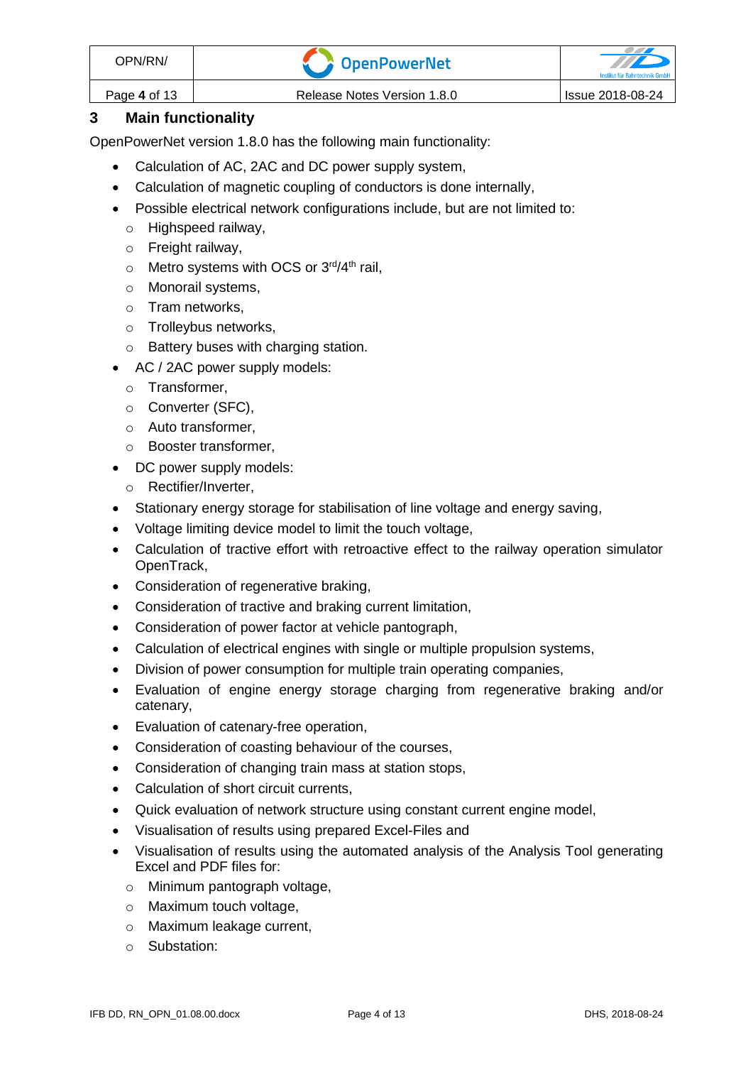## 3 Main functionality

OpenPowerNet version 1.8.0 has the following main functionality:

- Calculation of AC, 2AC and DC power supply system,
- Calculation of magnetic coupling of conductors is done internally,
- Possible electrical network configurations include, but are not limited to:
  - Highspeed railway,
  - Freight railway,
  - Metro systems with OCS or 3rd/4th rail,
  - Monorail systems,
  - Tram networks,
  - Trolleybus networks,
  - Battery buses with charging station.
- AC / 2AC power supply models:
  - Transformer,
  - Converter (SFC),
  - Auto transformer,
  - Booster transformer,
- DC power supply models:
  - Rectifier/Inverter,
- Stationary energy storage for stabilisation of line voltage and energy saving,
- Voltage limiting device model to limit the touch voltage,
- Calculation of tractive effort with retroactive effect to the railway operation simulator OpenTrack,
- Consideration of regenerative braking,
- Consideration of tractive and braking current limitation,
- Consideration of power factor at vehicle pantograph,
- Calculation of electrical engines with single or multiple propulsion systems,
- Division of power consumption for multiple train operating companies,
- Evaluation of engine energy storage charging from regenerative braking and/or catenary,
- Evaluation of catenary-free operation,
- Consideration of coasting behaviour of the courses,
- Consideration of changing train mass at station stops,
- Calculation of short circuit currents,
- Quick evaluation of network structure using constant current engine model,
- Visualisation of results using prepared Excel-Files and
- Visualisation of results using the automated analysis of the Analysis Tool generating Excel and PDF files for:
  - Minimum pantograph voltage,
  - Maximum touch voltage,
  - Maximum leakage current,
  - Substation: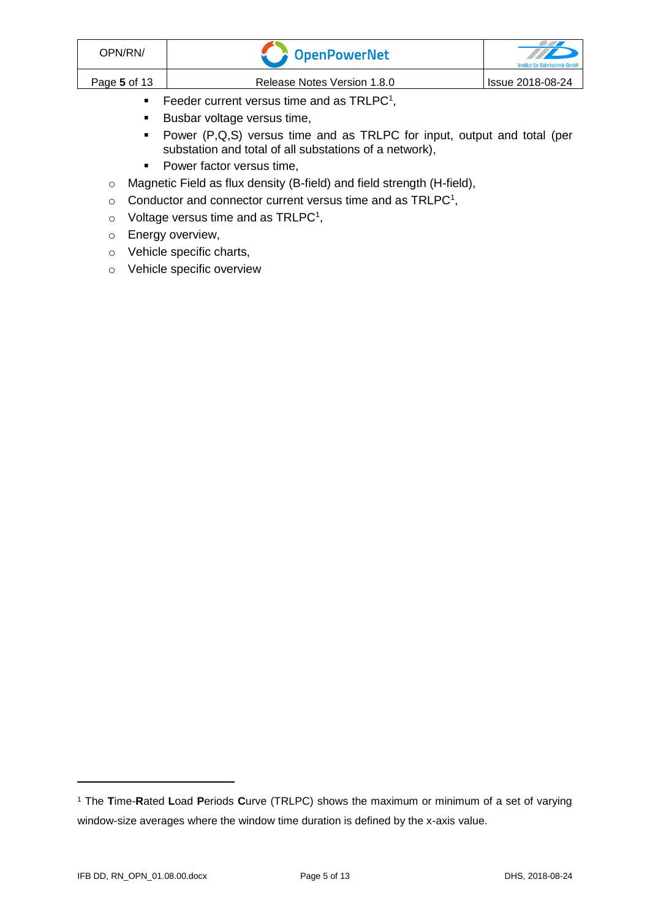- Feeder current versus time and as TRLPC[1],
    - Busbar voltage versus time,
    - Power (P,Q,S) versus time and as TRLPC for input, output and total (per substation and total of all substations of a network),
    - Power factor versus time,
  - Magnetic Field as flux density (B-field) and field strength (H-field),
  - Conductor and connector current versus time and as TRLPC[1],
  - Voltage versus time and as TRLPC[1],
  - Energy overview,
  - Vehicle specific charts,
  - Vehicle specific overview

---

[1] The **T**ime-**R**ated **L**oad **P**eriods **C**urve (TRLPC) shows the maximum or minimum of a set of varying window-size averages where the window time duration is defined by the x-axis value.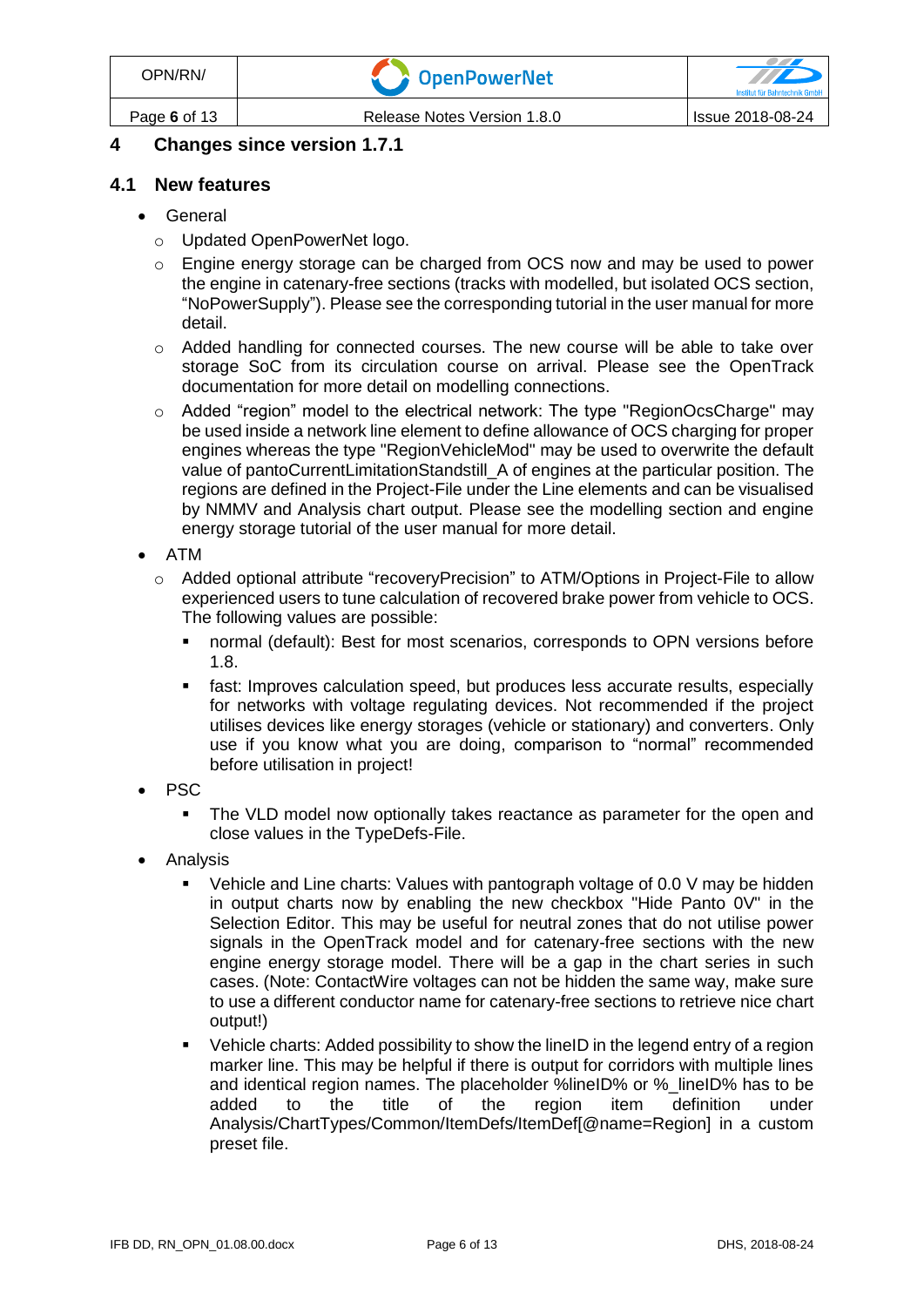# 4 Changes since version 1.7.1

## 4.1 New features

- General
  - Updated OpenPowerNet logo.
  - Engine energy storage can be charged from OCS now and may be used to power the engine in catenary-free sections (tracks with modelled, but isolated OCS section, “NoPowerSupply”). Please see the corresponding tutorial in the user manual for more detail.
  - Added handling for connected courses. The new course will be able to take over storage SoC from its circulation course on arrival. Please see the OpenTrack documentation for more detail on modelling connections.
  - Added “region” model to the electrical network: The type "RegionOcsCharge" may be used inside a network line element to define allowance of OCS charging for proper engines whereas the type "RegionVehicleMod" may be used to overwrite the default value of pantoCurrentLimitationStandstill_A of engines at the particular position. The regions are defined in the Project-File under the Line elements and can be visualised by NMMV and Analysis chart output. Please see the modelling section and engine energy storage tutorial of the user manual for more detail.
- ATM
  - Added optional attribute “recoveryPrecision” to ATM/Options in Project-File to allow experienced users to tune calculation of recovered brake power from vehicle to OCS. The following values are possible:
    - normal (default): Best for most scenarios, corresponds to OPN versions before 1.8.
    - fast: Improves calculation speed, but produces less accurate results, especially for networks with voltage regulating devices. Not recommended if the project utilises devices like energy storages (vehicle or stationary) and converters. Only use if you know what you are doing, comparison to “normal” recommended before utilisation in project!
- PSC
    - The VLD model now optionally takes reactance as parameter for the open and close values in the TypeDefs-File.
- Analysis
    - Vehicle and Line charts: Values with pantograph voltage of 0.0 V may be hidden in output charts now by enabling the new checkbox "Hide Panto 0V" in the Selection Editor. This may be useful for neutral zones that do not utilise power signals in the OpenTrack model and for catenary-free sections with the new engine energy storage model. There will be a gap in the chart series in such cases. (Note: ContactWire voltages can not be hidden the same way, make sure to use a different conductor name for catenary-free sections to retrieve nice chart output!)
    - Vehicle charts: Added possibility to show the lineID in the legend entry of a region marker line. This may be helpful if there is output for corridors with multiple lines and identical region names. The placeholder %lineID% or %_lineID% has to be added to the title of the region item definition under Analysis/ChartTypes/Common/ItemDefs/ItemDef[@name=Region] in a custom preset file.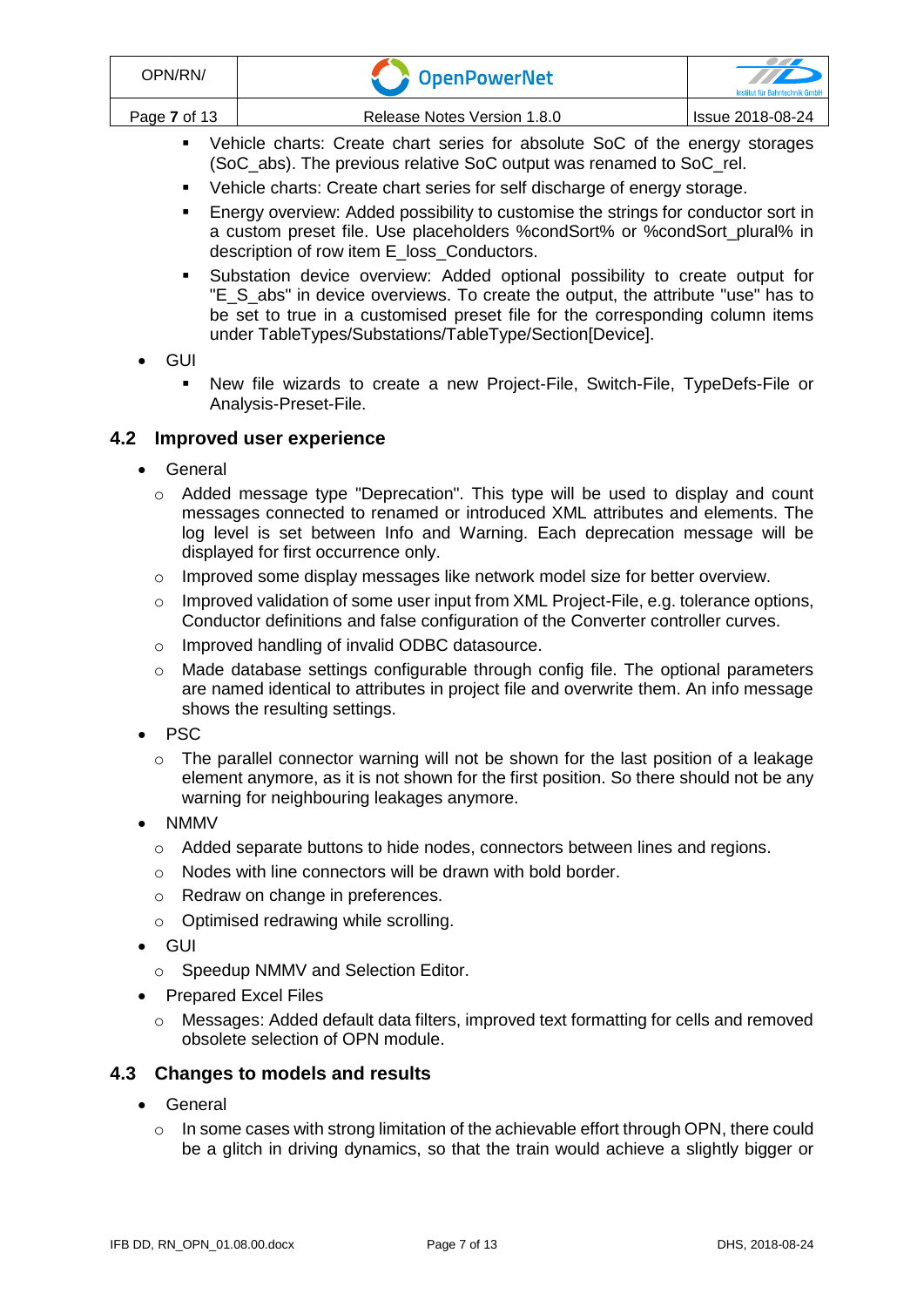- Vehicle charts: Create chart series for absolute SoC of the energy storages (SoC_abs). The previous relative SoC output was renamed to SoC_rel.
        - Vehicle charts: Create chart series for self discharge of energy storage.
        - Energy overview: Added possibility to customise the strings for conductor sort in a custom preset file. Use placeholders %condSort% or %condSort_plural% in description of row item E_loss_Conductors.
        - Substation device overview: Added optional possibility to create output for "E_S_abs" in device overviews. To create the output, the attribute "use" has to be set to true in a customised preset file for the corresponding column items under TableTypes/Substations/TableType/Section[Device].

- GUI
    - New file wizards to create a new Project-File, Switch-File, TypeDefs-File or Analysis-Preset-File.

## 4.2 Improved user experience

- General
    - Added message type "Deprecation". This type will be used to display and count messages connected to renamed or introduced XML attributes and elements. The log level is set between Info and Warning. Each deprecation message will be displayed for first occurrence only.
    - Improved some display messages like network model size for better overview.
    - Improved validation of some user input from XML Project-File, e.g. tolerance options, Conductor definitions and false configuration of the Converter controller curves.
    - Improved handling of invalid ODBC datasource.
    - Made database settings configurable through config file. The optional parameters are named identical to attributes in project file and overwrite them. An info message shows the resulting settings.
- PSC
    - The parallel connector warning will not be shown for the last position of a leakage element anymore, as it is not shown for the first position. So there should not be any warning for neighbouring leakages anymore.
- NMMV
    - Added separate buttons to hide nodes, connectors between lines and regions.
    - Nodes with line connectors will be drawn with bold border.
    - Redraw on change in preferences.
    - Optimised redrawing while scrolling.
- GUI
    - Speedup NMMV and Selection Editor.
- Prepared Excel Files
    - Messages: Added default data filters, improved text formatting for cells and removed obsolete selection of OPN module.

## 4.3 Changes to models and results

- General
    - In some cases with strong limitation of the achievable effort through OPN, there could be a glitch in driving dynamics, so that the train would achieve a slightly bigger or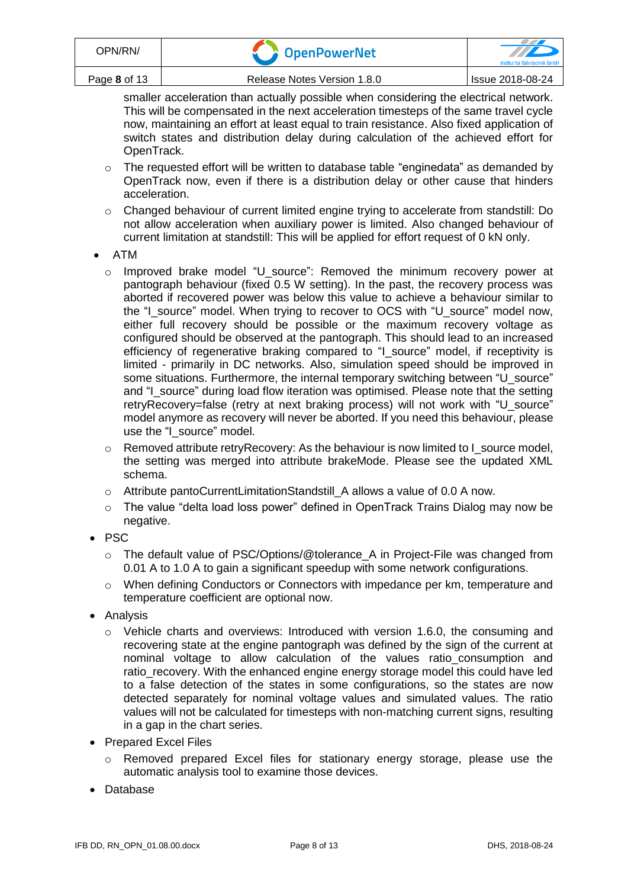smaller acceleration than actually possible when considering the electrical network. This will be compensated in the next acceleration timesteps of the same travel cycle now, maintaining an effort at least equal to train resistance. Also fixed application of switch states and distribution delay during calculation of the achieved effort for OpenTrack.

  - The requested effort will be written to database table "enginedata" as demanded by OpenTrack now, even if there is a distribution delay or other cause that hinders acceleration.
  - Changed behaviour of current limited engine trying to accelerate from standstill: Do not allow acceleration when auxiliary power is limited. Also changed behaviour of current limitation at standstill: This will be applied for effort request of 0 kN only.

- ATM
  - Improved brake model "U_source": Removed the minimum recovery power at pantograph behaviour (fixed 0.5 W setting). In the past, the recovery process was aborted if recovered power was below this value to achieve a behaviour similar to the "I_source" model. When trying to recover to OCS with "U_source" model now, either full recovery should be possible or the maximum recovery voltage as configured should be observed at the pantograph. This should lead to an increased efficiency of regenerative braking compared to "I_source" model, if receptivity is limited - primarily in DC networks. Also, simulation speed should be improved in some situations. Furthermore, the internal temporary switching between "U_source" and "I_source" during load flow iteration was optimised. Please note that the setting retryRecovery=false (retry at next braking process) will not work with "U_source" model anymore as recovery will never be aborted. If you need this behaviour, please use the "I_source" model.
  - Removed attribute retryRecovery: As the behaviour is now limited to I_source model, the setting was merged into attribute brakeMode. Please see the updated XML schema.
  - Attribute pantoCurrentLimitationStandstill_A allows a value of 0.0 A now.
  - The value "delta load loss power" defined in OpenTrack Trains Dialog may now be negative.
- PSC
  - The default value of PSC/Options/@tolerance_A in Project-File was changed from 0.01 A to 1.0 A to gain a significant speedup with some network configurations.
  - When defining Conductors or Connectors with impedance per km, temperature and temperature coefficient are optional now.
- Analysis
  - Vehicle charts and overviews: Introduced with version 1.6.0, the consuming and recovering state at the engine pantograph was defined by the sign of the current at nominal voltage to allow calculation of the values ratio_consumption and ratio_recovery. With the enhanced engine energy storage model this could have led to a false detection of the states in some configurations, so the states are now detected separately for nominal voltage values and simulated values. The ratio values will not be calculated for timesteps with non-matching current signs, resulting in a gap in the chart series.
- Prepared Excel Files
  - Removed prepared Excel files for stationary energy storage, please use the automatic analysis tool to examine those devices.
- Database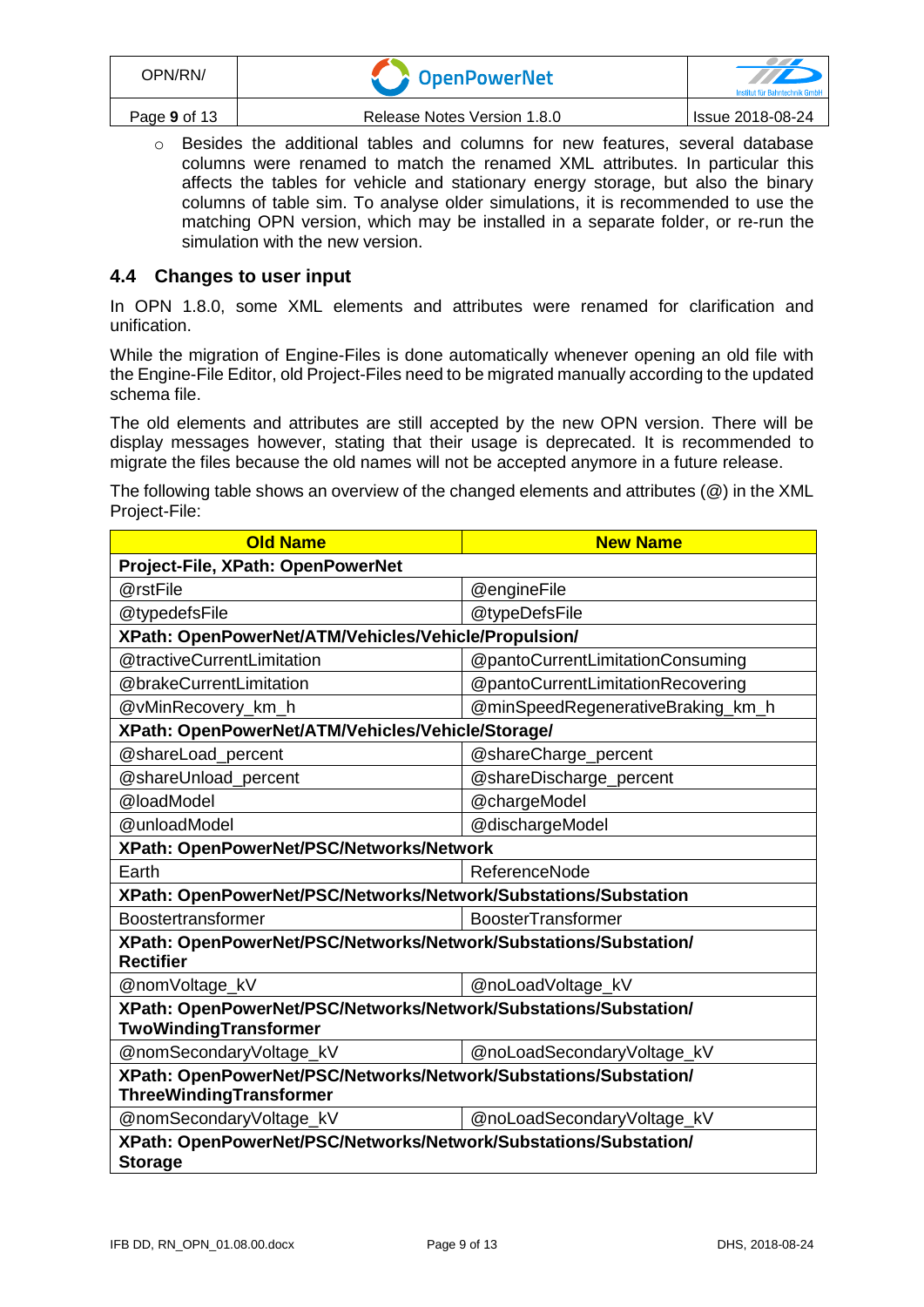- Besides the additional tables and columns for new features, several database columns were renamed to match the renamed XML attributes. In particular this affects the tables for vehicle and stationary energy storage, but also the binary columns of table sim. To analyse older simulations, it is recommended to use the matching OPN version, which may be installed in a separate folder, or re-run the simulation with the new version.

## 4.4 Changes to user input

In OPN 1.8.0, some XML elements and attributes were renamed for clarification and unification.

While the migration of Engine-Files is done automatically whenever opening an old file with the Engine-File Editor, old Project-Files need to be migrated manually according to the updated schema file.

The old elements and attributes are still accepted by the new OPN version. There will be display messages however, stating that their usage is deprecated. It is recommended to migrate the files because the old names will not be accepted anymore in a future release.

The following table shows an overview of the changed elements and attributes (@) in the XML Project-File:

| Old Name | New Name |
|---|---|
| **Project-File, XPath: OpenPowerNet** | |
| @rstFile | @engineFile |
| @typedefsFile | @typeDefsFile |
| **XPath: OpenPowerNet/ATM/Vehicles/Vehicle/Propulsion/** | |
| @tractiveCurrentLimitation | @pantoCurrentLimitationConsuming |
| @brakeCurrentLimitation | @pantoCurrentLimitationRecovering |
| @vMinRecovery_km_h | @minSpeedRegenerativeBraking_km_h |
| **XPath: OpenPowerNet/ATM/Vehicles/Vehicle/Storage/** | |
| @shareLoad_percent | @shareCharge_percent |
| @shareUnload_percent | @shareDischarge_percent |
| @loadModel | @chargeModel |
| @unloadModel | @dischargeModel |
| **XPath: OpenPowerNet/PSC/Networks/Network** | |
| Earth | ReferenceNode |
| **XPath: OpenPowerNet/PSC/Networks/Network/Substations/Substation** | |
| Boostertransformer | BoosterTransformer |
| **XPath: OpenPowerNet/PSC/Networks/Network/Substations/Substation/Rectifier** | |
| @nomVoltage_kV | @noLoadVoltage_kV |
| **XPath: OpenPowerNet/PSC/Networks/Network/Substations/Substation/TwoWindingTransformer** | |
| @nomSecondaryVoltage_kV | @noLoadSecondaryVoltage_kV |
| **XPath: OpenPowerNet/PSC/Networks/Network/Substations/Substation/ThreeWindingTransformer** | |
| @nomSecondaryVoltage_kV | @noLoadSecondaryVoltage_kV |
| **XPath: OpenPowerNet/PSC/Networks/Network/Substations/Substation/Storage** | |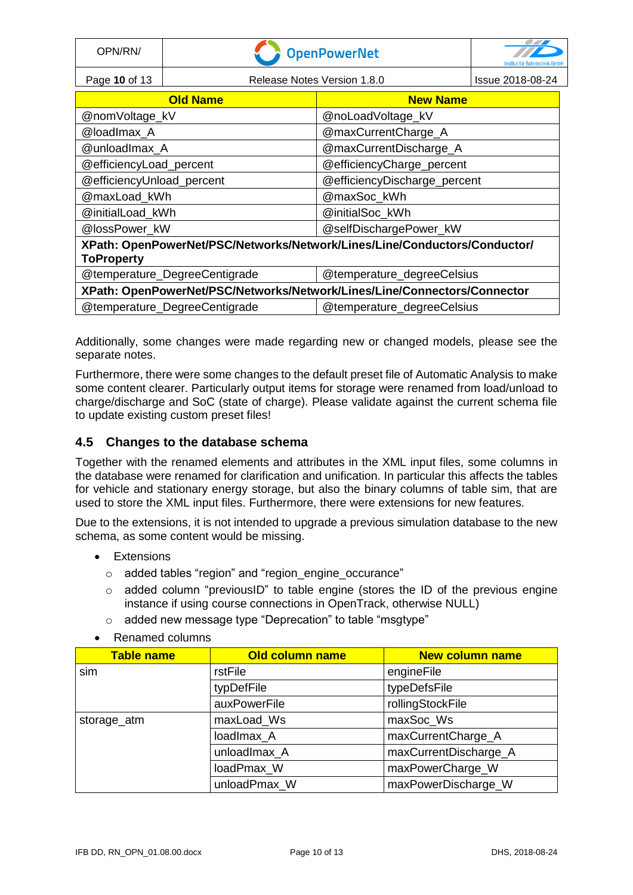| Old Name | New Name |
|---|---|
| @nomVoltage_kV | @noLoadVoltage_kV |
| @loadImax_A | @maxCurrentCharge_A |
| @unloadImax_A | @maxCurrentDischarge_A |
| @efficiencyLoad_percent | @efficiencyCharge_percent |
| @efficiencyUnload_percent | @efficiencyDischarge_percent |
| @maxLoad_kWh | @maxSoc_kWh |
| @initialLoad_kWh | @initialSoc_kWh |
| @lossPower_kW | @selfDischargePower_kW |
| **XPath: OpenPowerNet/PSC/Networks/Network/Lines/Line/Conductors/Conductor/ToProperty** | |
| @temperature_DegreeCentigrade | @temperature_degreeCelsius |
| **XPath: OpenPowerNet/PSC/Networks/Network/Lines/Line/Connectors/Connector** | |
| @temperature_DegreeCentigrade | @temperature_degreeCelsius |

Additionally, some changes were made regarding new or changed models, please see the separate notes.

Furthermore, there were some changes to the default preset file of Automatic Analysis to make some content clearer. Particularly output items for storage were renamed from load/unload to charge/discharge and SoC (state of charge). Please validate against the current schema file to update existing custom preset files!

## 4.5 Changes to the database schema

Together with the renamed elements and attributes in the XML input files, some columns in the database were renamed for clarification and unification. In particular this affects the tables for vehicle and stationary energy storage, but also the binary columns of table sim, that are used to store the XML input files. Furthermore, there were extensions for new features.

Due to the extensions, it is not intended to upgrade a previous simulation database to the new schema, as some content would be missing.

- Extensions
  - added tables “region” and “region_engine_occurance”
  - added column “previousID” to table engine (stores the ID of the previous engine instance if using course connections in OpenTrack, otherwise NULL)
  - added new message type “Deprecation” to table “msgtype”
- Renamed columns

| Table name | Old column name | New column name |
|---|---|---|
| sim | rstFile | engineFile |
| | typDefFile | typeDefsFile |
| | auxPowerFile | rollingStockFile |
| storage_atm | maxLoad_Ws | maxSoc_Ws |
| | loadImax_A | maxCurrentCharge_A |
| | unloadImax_A | maxCurrentDischarge_A |
| | loadPmax_W | maxPowerCharge_W |
| | unloadPmax_W | maxPowerDischarge_W |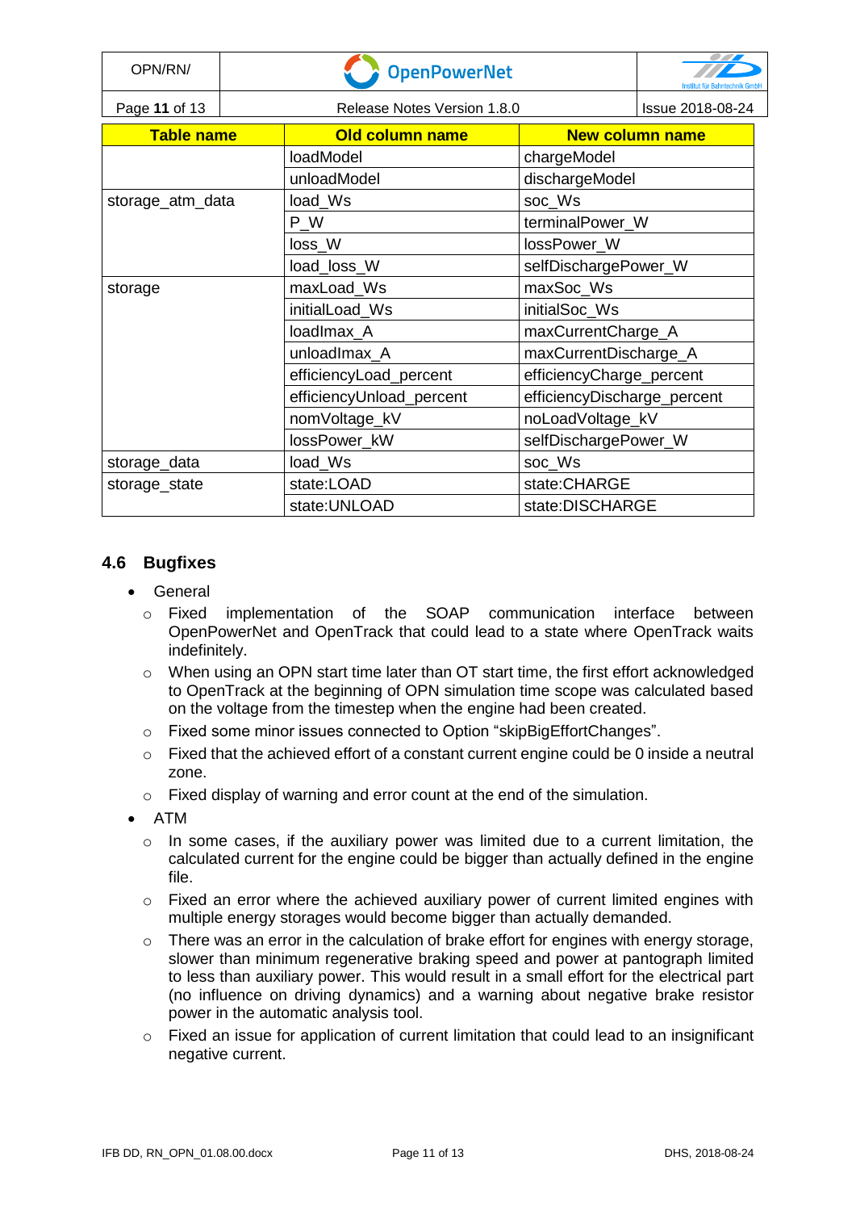| Table name | Old column name | New column name |
| --- | --- | --- |
| | loadModel | chargeModel |
| | unloadModel | dischargeModel |
| storage_atm_data | load_Ws | soc_Ws |
| | P_W | terminalPower_W |
| | loss_W | lossPower_W |
| | load_loss_W | selfDischargePower_W |
| storage | maxLoad_Ws | maxSoc_Ws |
| | initialLoad_Ws | initialSoc_Ws |
| | loadImax_A | maxCurrentCharge_A |
| | unloadImax_A | maxCurrentDischarge_A |
| | efficiencyLoad_percent | efficiencyCharge_percent |
| | efficiencyUnload_percent | efficiencyDischarge_percent |
| | nomVoltage_kV | noLoadVoltage_kV |
| | lossPower_kW | selfDischargePower_W |
| storage_data | load_Ws | soc_Ws |
| storage_state | state:LOAD | state:CHARGE |
| | state:UNLOAD | state:DISCHARGE |

## 4.6 Bugfixes

- General
  - Fixed implementation of the SOAP communication interface between OpenPowerNet and OpenTrack that could lead to a state where OpenTrack waits indefinitely.
  - When using an OPN start time later than OT start time, the first effort acknowledged to OpenTrack at the beginning of OPN simulation time scope was calculated based on the voltage from the timestep when the engine had been created.
  - Fixed some minor issues connected to Option “skipBigEffortChanges”.
  - Fixed that the achieved effort of a constant current engine could be 0 inside a neutral zone.
  - Fixed display of warning and error count at the end of the simulation.
- ATM
  - In some cases, if the auxiliary power was limited due to a current limitation, the calculated current for the engine could be bigger than actually defined in the engine file.
  - Fixed an error where the achieved auxiliary power of current limited engines with multiple energy storages would become bigger than actually demanded.
  - There was an error in the calculation of brake effort for engines with energy storage, slower than minimum regenerative braking speed and power at pantograph limited to less than auxiliary power. This would result in a small effort for the electrical part (no influence on driving dynamics) and a warning about negative brake resistor power in the automatic analysis tool.
  - Fixed an issue for application of current limitation that could lead to an insignificant negative current.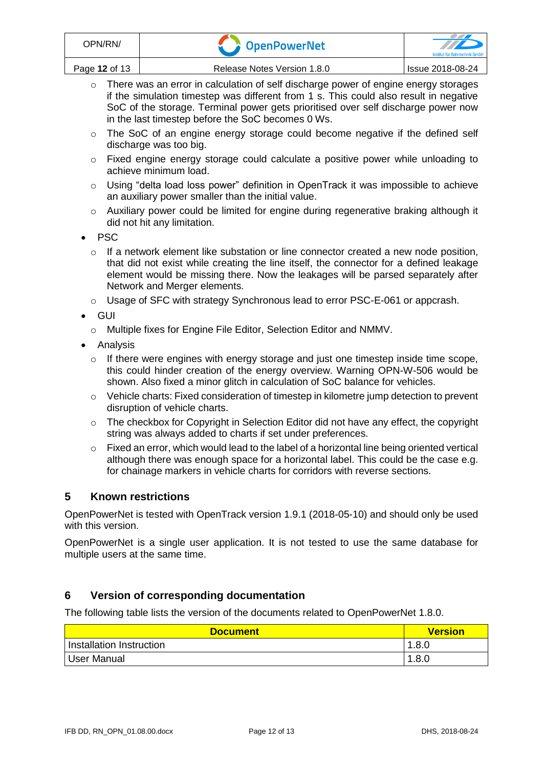- There was an error in calculation of self discharge power of engine energy storages if the simulation timestep was different from 1 s. This could also result in negative SoC of the storage. Terminal power gets prioritised over self discharge power now in the last timestep before the SoC becomes 0 Ws.
  - The SoC of an engine energy storage could become negative if the defined self discharge was too big.
  - Fixed engine energy storage could calculate a positive power while unloading to achieve minimum load.
  - Using "delta load loss power" definition in OpenTrack it was impossible to achieve an auxiliary power smaller than the initial value.
  - Auxiliary power could be limited for engine during regenerative braking although it did not hit any limitation.
- PSC
  - If a network element like substation or line connector created a new node position, that did not exist while creating the line itself, the connector for a defined leakage element would be missing there. Now the leakages will be parsed separately after Network and Merger elements.
  - Usage of SFC with strategy Synchronous lead to error PSC-E-061 or appcrash.
- GUI
  - Multiple fixes for Engine File Editor, Selection Editor and NMMV.
- Analysis
  - If there were engines with energy storage and just one timestep inside time scope, this could hinder creation of the energy overview. Warning OPN-W-506 would be shown. Also fixed a minor glitch in calculation of SoC balance for vehicles.
  - Vehicle charts: Fixed consideration of timestep in kilometre jump detection to prevent disruption of vehicle charts.
  - The checkbox for Copyright in Selection Editor did not have any effect, the copyright string was always added to charts if set under preferences.
  - Fixed an error, which would lead to the label of a horizontal line being oriented vertical although there was enough space for a horizontal label. This could be the case e.g. for chainage markers in vehicle charts for corridors with reverse sections.

## 5 Known restrictions

OpenPowerNet is tested with OpenTrack version 1.9.1 (2018-05-10) and should only be used with this version.

OpenPowerNet is a single user application. It is not tested to use the same database for multiple users at the same time.

## 6 Version of corresponding documentation

The following table lists the version of the documents related to OpenPowerNet 1.8.0.

| Document | Version |
|---|---|
| Installation Instruction | 1.8.0 |
| User Manual | 1.8.0 |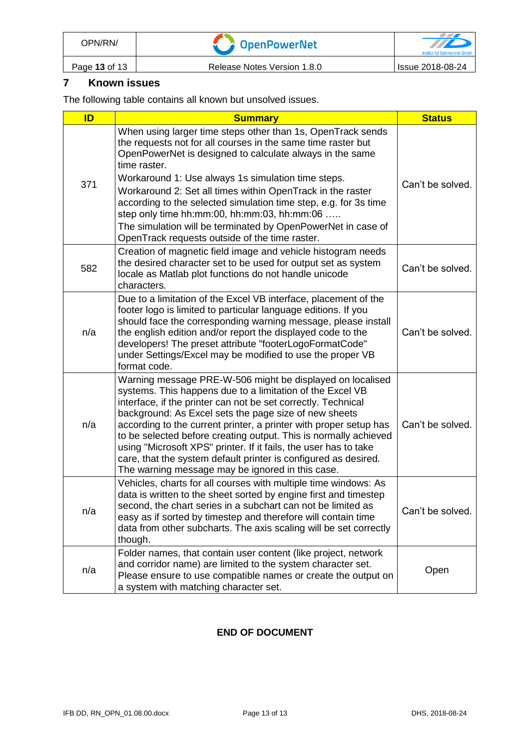# 7 Known issues

The following table contains all known but unsolved issues.

| ID | Summary | Status |
|---|---|---|
| 371 | When using larger time steps other than 1s, OpenTrack sends the requests not for all courses in the same time raster but OpenPowerNet is designed to calculate always in the same time raster.<br>Workaround 1: Use always 1s simulation time steps.<br>Workaround 2: Set all times within OpenTrack in the raster according to the selected simulation time step, e.g. for 3s time step only time hh:mm:00, hh:mm:03, hh:mm:06 …..<br>The simulation will be terminated by OpenPowerNet in case of OpenTrack requests outside of the time raster. | Can't be solved. |
| 582 | Creation of magnetic field image and vehicle histogram needs the desired character set to be used for output set as system locale as Matlab plot functions do not handle unicode characters. | Can't be solved. |
| n/a | Due to a limitation of the Excel VB interface, placement of the footer logo is limited to particular language editions. If you should face the corresponding warning message, please install the english edition and/or report the displayed code to the developers! The preset attribute "footerLogoFormatCode" under Settings/Excel may be modified to use the proper VB format code. | Can't be solved. |
| n/a | Warning message PRE-W-506 might be displayed on localised systems. This happens due to a limitation of the Excel VB interface, if the printer can not be set correctly. Technical background: As Excel sets the page size of new sheets according to the current printer, a printer with proper setup has to be selected before creating output. This is normally achieved using "Microsoft XPS" printer. If it fails, the user has to take care, that the system default printer is configured as desired. The warning message may be ignored in this case. | Can't be solved. |
| n/a | Vehicles, charts for all courses with multiple time windows: As data is written to the sheet sorted by engine first and timestep second, the chart series in a subchart can not be limited as easy as if sorted by timestep and therefore will contain time data from other subcharts. The axis scaling will be set correctly though. | Can't be solved. |
| n/a | Folder names, that contain user content (like project, network and corridor name) are limited to the system character set. Please ensure to use compatible names or create the output on a system with matching character set. | Open |

**END OF DOCUMENT**